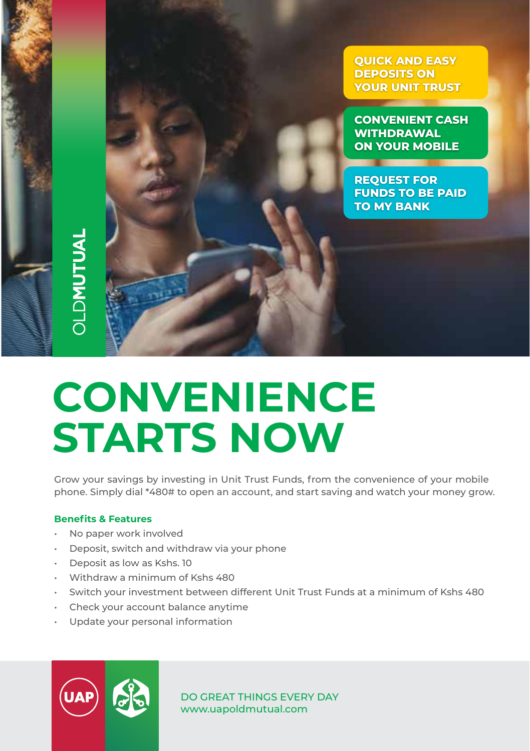QUICK AND EASY DEPOSITS ON YOUR UNIT TRUST

CONVENIENT CASH WITHDRAWAL ON YOUR MOBILE

REQUEST FOR FUNDS TO BE PAID TO MY BANK

OLDMUTUAL

# CONVENIENCE STARTS NOW

Grow your savings by investing in Unit Trust Funds, from the convenience of your mobile phone. Simply dial *480# to open an account, and start saving and watch your money grow.

**Benefits & Features**

- No paper work involved
- Deposit, switch and withdraw via your phone
- Deposit as low as Kshs. 10
- Withdraw a minimum of Kshs 480
- Switch your investment between different Unit Trust Funds at a minimum of Kshs 480
- Check your account balance anytime
- Update your personal information

UAP

DO GREAT THINGS EVERY DAY
www.uapoldmutual.com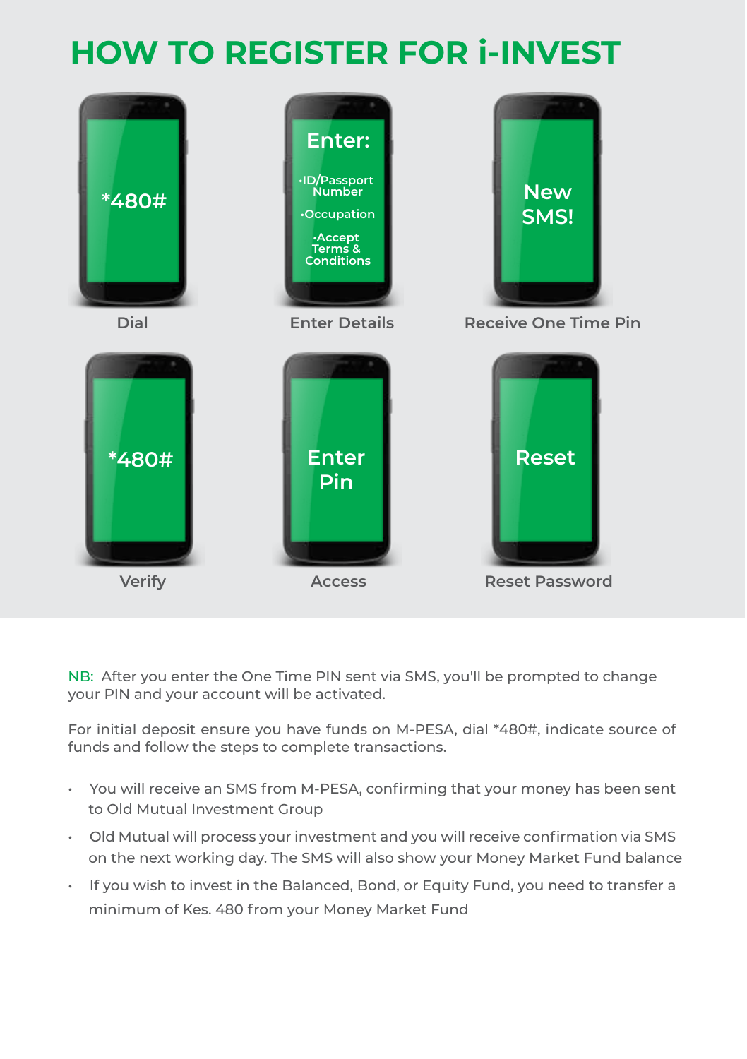# HOW TO REGISTER FOR i-INVEST

*480#

Dial

Enter:

- ID/Passport Number
- Occupation
- Accept Terms & Conditions

Enter Details

New SMS!

Receive One Time Pin

*480#

Verify

Enter Pin

Access

Reset

Reset Password

NB: After you enter the One Time PIN sent via SMS, you'll be prompted to change your PIN and your account will be activated.

For initial deposit ensure you have funds on M-PESA, dial *480#, indicate source of funds and follow the steps to complete transactions.

- You will receive an SMS from M-PESA, confirming that your money has been sent to Old Mutual Investment Group
- Old Mutual will process your investment and you will receive confirmation via SMS on the next working day. The SMS will also show your Money Market Fund balance
- If you wish to invest in the Balanced, Bond, or Equity Fund, you need to transfer a minimum of Kes. 480 from your Money Market Fund